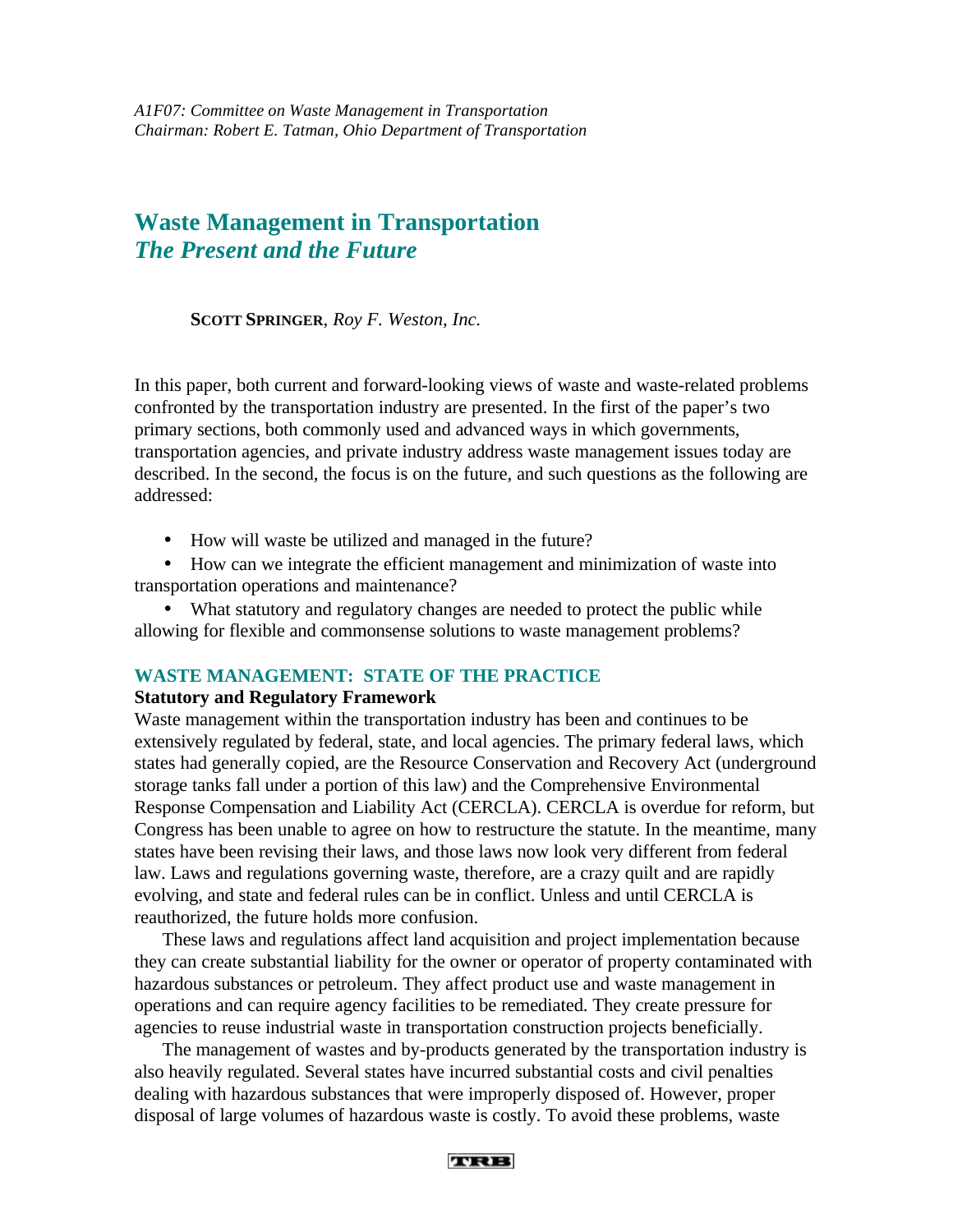*A1F07: Committee on Waste Management in Transportation*
*Chairman: Robert E. Tatman, Ohio Department of Transportation*

# Waste Management in Transportation
## *The Present and the Future*

**SCOTT SPRINGER**, *Roy F. Weston, Inc.*

In this paper, both current and forward-looking views of waste and waste-related problems confronted by the transportation industry are presented. In the first of the paper's two primary sections, both commonly used and advanced ways in which governments, transportation agencies, and private industry address waste management issues today are described. In the second, the focus is on the future, and such questions as the following are addressed:

- How will waste be utilized and managed in the future?
- How can we integrate the efficient management and minimization of waste into transportation operations and maintenance?
- What statutory and regulatory changes are needed to protect the public while allowing for flexible and commonsense solutions to waste management problems?

## WASTE MANAGEMENT: STATE OF THE PRACTICE

### Statutory and Regulatory Framework

Waste management within the transportation industry has been and continues to be extensively regulated by federal, state, and local agencies. The primary federal laws, which states had generally copied, are the Resource Conservation and Recovery Act (underground storage tanks fall under a portion of this law) and the Comprehensive Environmental Response Compensation and Liability Act (CERCLA). CERCLA is overdue for reform, but Congress has been unable to agree on how to restructure the statute. In the meantime, many states have been revising their laws, and those laws now look very different from federal law. Laws and regulations governing waste, therefore, are a crazy quilt and are rapidly evolving, and state and federal rules can be in conflict. Unless and until CERCLA is reauthorized, the future holds more confusion.

These laws and regulations affect land acquisition and project implementation because they can create substantial liability for the owner or operator of property contaminated with hazardous substances or petroleum. They affect product use and waste management in operations and can require agency facilities to be remediated. They create pressure for agencies to reuse industrial waste in transportation construction projects beneficially.

The management of wastes and by-products generated by the transportation industry is also heavily regulated. Several states have incurred substantial costs and civil penalties dealing with hazardous substances that were improperly disposed of. However, proper disposal of large volumes of hazardous waste is costly. To avoid these problems, waste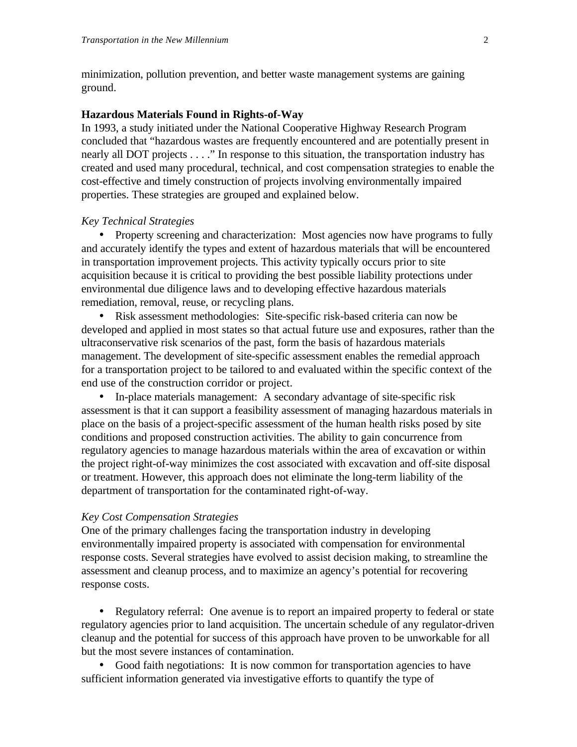minimization, pollution prevention, and better waste management systems are gaining ground.

**Hazardous Materials Found in Rights-of-Way**

In 1993, a study initiated under the National Cooperative Highway Research Program concluded that "hazardous wastes are frequently encountered and are potentially present in nearly all DOT projects . . . ." In response to this situation, the transportation industry has created and used many procedural, technical, and cost compensation strategies to enable the cost-effective and timely construction of projects involving environmentally impaired properties. These strategies are grouped and explained below.

*Key Technical Strategies*

- Property screening and characterization: Most agencies now have programs to fully and accurately identify the types and extent of hazardous materials that will be encountered in transportation improvement projects. This activity typically occurs prior to site acquisition because it is critical to providing the best possible liability protections under environmental due diligence laws and to developing effective hazardous materials remediation, removal, reuse, or recycling plans.
- Risk assessment methodologies: Site-specific risk-based criteria can now be developed and applied in most states so that actual future use and exposures, rather than the ultraconservative risk scenarios of the past, form the basis of hazardous materials management. The development of site-specific assessment enables the remedial approach for a transportation project to be tailored to and evaluated within the specific context of the end use of the construction corridor or project.
- In-place materials management: A secondary advantage of site-specific risk assessment is that it can support a feasibility assessment of managing hazardous materials in place on the basis of a project-specific assessment of the human health risks posed by site conditions and proposed construction activities. The ability to gain concurrence from regulatory agencies to manage hazardous materials within the area of excavation or within the project right-of-way minimizes the cost associated with excavation and off-site disposal or treatment. However, this approach does not eliminate the long-term liability of the department of transportation for the contaminated right-of-way.

*Key Cost Compensation Strategies*

One of the primary challenges facing the transportation industry in developing environmentally impaired property is associated with compensation for environmental response costs. Several strategies have evolved to assist decision making, to streamline the assessment and cleanup process, and to maximize an agency's potential for recovering response costs.

- Regulatory referral: One avenue is to report an impaired property to federal or state regulatory agencies prior to land acquisition. The uncertain schedule of any regulator-driven cleanup and the potential for success of this approach have proven to be unworkable for all but the most severe instances of contamination.
- Good faith negotiations: It is now common for transportation agencies to have sufficient information generated via investigative efforts to quantify the type of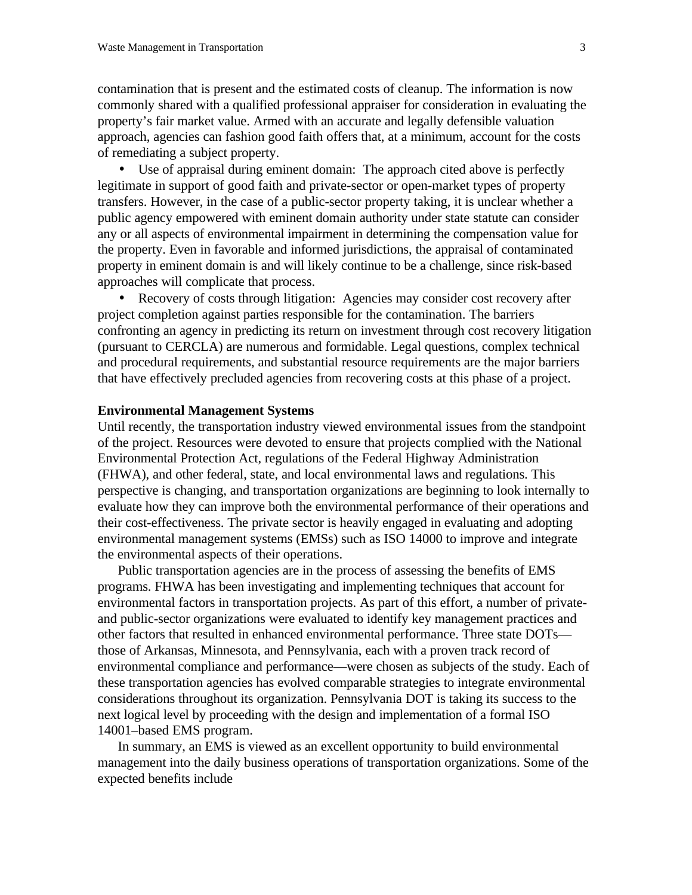contamination that is present and the estimated costs of cleanup. The information is now commonly shared with a qualified professional appraiser for consideration in evaluating the property's fair market value. Armed with an accurate and legally defensible valuation approach, agencies can fashion good faith offers that, at a minimum, account for the costs of remediating a subject property.

- Use of appraisal during eminent domain: The approach cited above is perfectly legitimate in support of good faith and private-sector or open-market types of property transfers. However, in the case of a public-sector property taking, it is unclear whether a public agency empowered with eminent domain authority under state statute can consider any or all aspects of environmental impairment in determining the compensation value for the property. Even in favorable and informed jurisdictions, the appraisal of contaminated property in eminent domain is and will likely continue to be a challenge, since risk-based approaches will complicate that process.
- Recovery of costs through litigation: Agencies may consider cost recovery after project completion against parties responsible for the contamination. The barriers confronting an agency in predicting its return on investment through cost recovery litigation (pursuant to CERCLA) are numerous and formidable. Legal questions, complex technical and procedural requirements, and substantial resource requirements are the major barriers that have effectively precluded agencies from recovering costs at this phase of a project.

**Environmental Management Systems**

Until recently, the transportation industry viewed environmental issues from the standpoint of the project. Resources were devoted to ensure that projects complied with the National Environmental Protection Act, regulations of the Federal Highway Administration (FHWA), and other federal, state, and local environmental laws and regulations. This perspective is changing, and transportation organizations are beginning to look internally to evaluate how they can improve both the environmental performance of their operations and their cost-effectiveness. The private sector is heavily engaged in evaluating and adopting environmental management systems (EMSs) such as ISO 14000 to improve and integrate the environmental aspects of their operations.

Public transportation agencies are in the process of assessing the benefits of EMS programs. FHWA has been investigating and implementing techniques that account for environmental factors in transportation projects. As part of this effort, a number of private- and public-sector organizations were evaluated to identify key management practices and other factors that resulted in enhanced environmental performance. Three state DOTs—those of Arkansas, Minnesota, and Pennsylvania, each with a proven track record of environmental compliance and performance—were chosen as subjects of the study. Each of these transportation agencies has evolved comparable strategies to integrate environmental considerations throughout its organization. Pennsylvania DOT is taking its success to the next logical level by proceeding with the design and implementation of a formal ISO 14001–based EMS program.

In summary, an EMS is viewed as an excellent opportunity to build environmental management into the daily business operations of transportation organizations. Some of the expected benefits include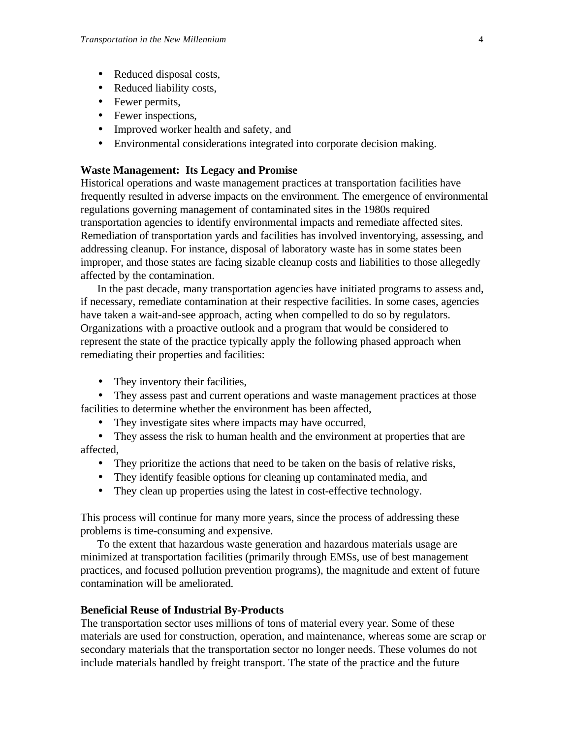- Reduced disposal costs,
- Reduced liability costs,
- Fewer permits,
- Fewer inspections,
- Improved worker health and safety, and
- Environmental considerations integrated into corporate decision making.

**Waste Management: Its Legacy and Promise**

Historical operations and waste management practices at transportation facilities have frequently resulted in adverse impacts on the environment. The emergence of environmental regulations governing management of contaminated sites in the 1980s required transportation agencies to identify environmental impacts and remediate affected sites. Remediation of transportation yards and facilities has involved inventorying, assessing, and addressing cleanup. For instance, disposal of laboratory waste has in some states been improper, and those states are facing sizable cleanup costs and liabilities to those allegedly affected by the contamination.

In the past decade, many transportation agencies have initiated programs to assess and, if necessary, remediate contamination at their respective facilities. In some cases, agencies have taken a wait-and-see approach, acting when compelled to do so by regulators. Organizations with a proactive outlook and a program that would be considered to represent the state of the practice typically apply the following phased approach when remediating their properties and facilities:

- They inventory their facilities,
- They assess past and current operations and waste management practices at those facilities to determine whether the environment has been affected,
- They investigate sites where impacts may have occurred,
- They assess the risk to human health and the environment at properties that are affected,
- They prioritize the actions that need to be taken on the basis of relative risks,
- They identify feasible options for cleaning up contaminated media, and
- They clean up properties using the latest in cost-effective technology.

This process will continue for many more years, since the process of addressing these problems is time-consuming and expensive.

To the extent that hazardous waste generation and hazardous materials usage are minimized at transportation facilities (primarily through EMSs, use of best management practices, and focused pollution prevention programs), the magnitude and extent of future contamination will be ameliorated.

**Beneficial Reuse of Industrial By-Products**

The transportation sector uses millions of tons of material every year. Some of these materials are used for construction, operation, and maintenance, whereas some are scrap or secondary materials that the transportation sector no longer needs. These volumes do not include materials handled by freight transport. The state of the practice and the future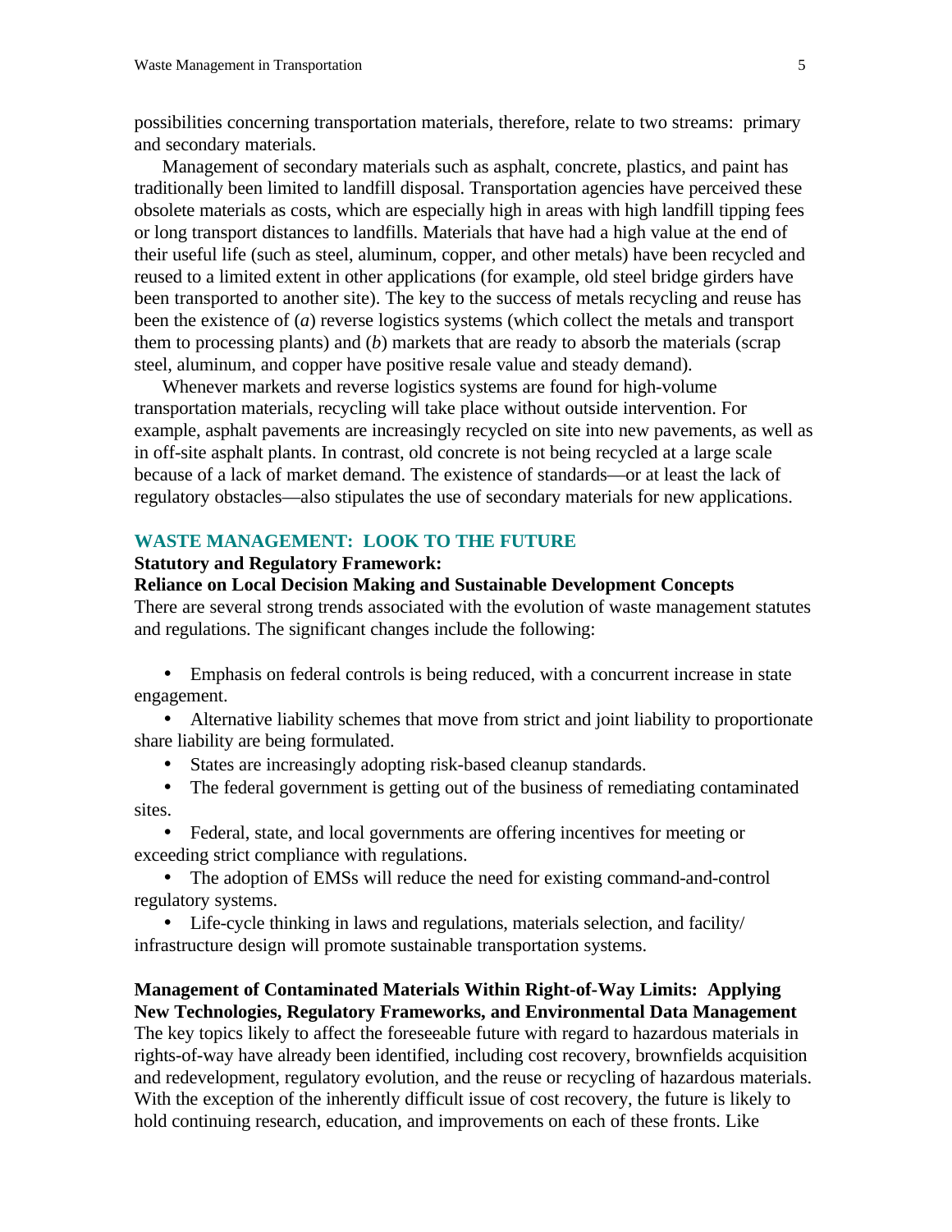possibilities concerning transportation materials, therefore, relate to two streams: primary and secondary materials.

Management of secondary materials such as asphalt, concrete, plastics, and paint has traditionally been limited to landfill disposal. Transportation agencies have perceived these obsolete materials as costs, which are especially high in areas with high landfill tipping fees or long transport distances to landfills. Materials that have had a high value at the end of their useful life (such as steel, aluminum, copper, and other metals) have been recycled and reused to a limited extent in other applications (for example, old steel bridge girders have been transported to another site). The key to the success of metals recycling and reuse has been the existence of (*a*) reverse logistics systems (which collect the metals and transport them to processing plants) and (*b*) markets that are ready to absorb the materials (scrap steel, aluminum, and copper have positive resale value and steady demand).

Whenever markets and reverse logistics systems are found for high-volume transportation materials, recycling will take place without outside intervention. For example, asphalt pavements are increasingly recycled on site into new pavements, as well as in off-site asphalt plants. In contrast, old concrete is not being recycled at a large scale because of a lack of market demand. The existence of standards—or at least the lack of regulatory obstacles—also stipulates the use of secondary materials for new applications.

## WASTE MANAGEMENT: LOOK TO THE FUTURE

### Statutory and Regulatory Framework: Reliance on Local Decision Making and Sustainable Development Concepts

There are several strong trends associated with the evolution of waste management statutes and regulations. The significant changes include the following:

- Emphasis on federal controls is being reduced, with a concurrent increase in state engagement.
- Alternative liability schemes that move from strict and joint liability to proportionate share liability are being formulated.
- States are increasingly adopting risk-based cleanup standards.
- The federal government is getting out of the business of remediating contaminated sites.
- Federal, state, and local governments are offering incentives for meeting or exceeding strict compliance with regulations.
- The adoption of EMSs will reduce the need for existing command-and-control regulatory systems.
- Life-cycle thinking in laws and regulations, materials selection, and facility/infrastructure design will promote sustainable transportation systems.

### Management of Contaminated Materials Within Right-of-Way Limits: Applying New Technologies, Regulatory Frameworks, and Environmental Data Management

The key topics likely to affect the foreseeable future with regard to hazardous materials in rights-of-way have already been identified, including cost recovery, brownfields acquisition and redevelopment, regulatory evolution, and the reuse or recycling of hazardous materials. With the exception of the inherently difficult issue of cost recovery, the future is likely to hold continuing research, education, and improvements on each of these fronts. Like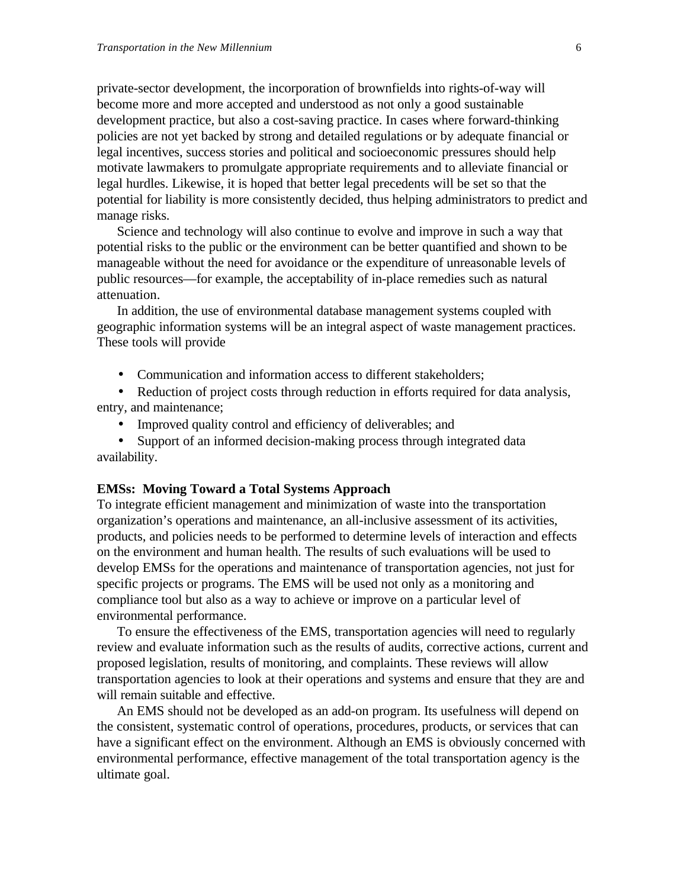private-sector development, the incorporation of brownfields into rights-of-way will become more and more accepted and understood as not only a good sustainable development practice, but also a cost-saving practice. In cases where forward-thinking policies are not yet backed by strong and detailed regulations or by adequate financial or legal incentives, success stories and political and socioeconomic pressures should help motivate lawmakers to promulgate appropriate requirements and to alleviate financial or legal hurdles. Likewise, it is hoped that better legal precedents will be set so that the potential for liability is more consistently decided, thus helping administrators to predict and manage risks.

Science and technology will also continue to evolve and improve in such a way that potential risks to the public or the environment can be better quantified and shown to be manageable without the need for avoidance or the expenditure of unreasonable levels of public resources—for example, the acceptability of in-place remedies such as natural attenuation.

In addition, the use of environmental database management systems coupled with geographic information systems will be an integral aspect of waste management practices. These tools will provide

- Communication and information access to different stakeholders;
- Reduction of project costs through reduction in efforts required for data analysis, entry, and maintenance;
- Improved quality control and efficiency of deliverables; and
- Support of an informed decision-making process through integrated data availability.

**EMSs: Moving Toward a Total Systems Approach**

To integrate efficient management and minimization of waste into the transportation organization's operations and maintenance, an all-inclusive assessment of its activities, products, and policies needs to be performed to determine levels of interaction and effects on the environment and human health. The results of such evaluations will be used to develop EMSs for the operations and maintenance of transportation agencies, not just for specific projects or programs. The EMS will be used not only as a monitoring and compliance tool but also as a way to achieve or improve on a particular level of environmental performance.

To ensure the effectiveness of the EMS, transportation agencies will need to regularly review and evaluate information such as the results of audits, corrective actions, current and proposed legislation, results of monitoring, and complaints. These reviews will allow transportation agencies to look at their operations and systems and ensure that they are and will remain suitable and effective.

An EMS should not be developed as an add-on program. Its usefulness will depend on the consistent, systematic control of operations, procedures, products, or services that can have a significant effect on the environment. Although an EMS is obviously concerned with environmental performance, effective management of the total transportation agency is the ultimate goal.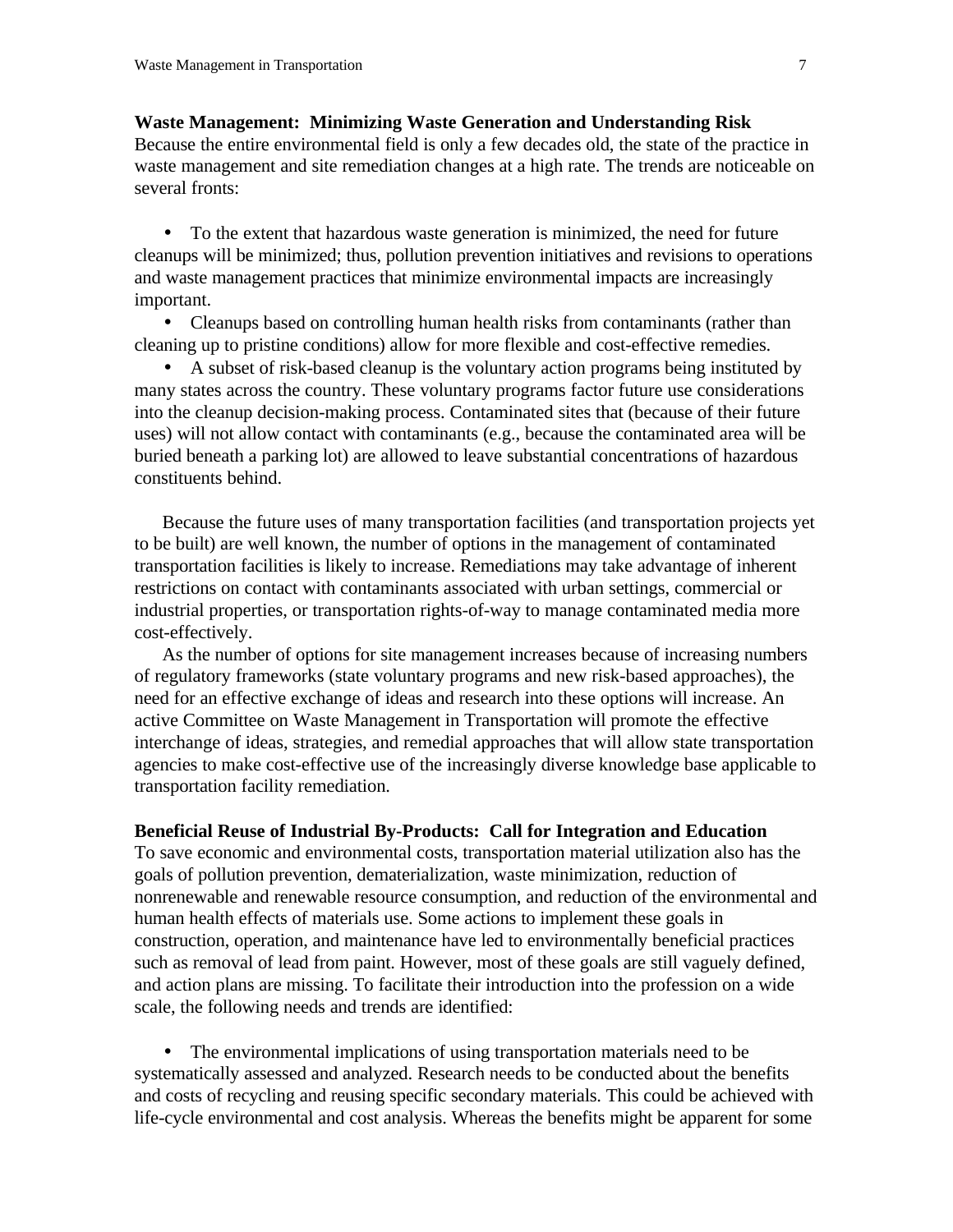**Waste Management: Minimizing Waste Generation and Understanding Risk**

Because the entire environmental field is only a few decades old, the state of the practice in waste management and site remediation changes at a high rate. The trends are noticeable on several fronts:

- To the extent that hazardous waste generation is minimized, the need for future cleanups will be minimized; thus, pollution prevention initiatives and revisions to operations and waste management practices that minimize environmental impacts are increasingly important.
- Cleanups based on controlling human health risks from contaminants (rather than cleaning up to pristine conditions) allow for more flexible and cost-effective remedies.
- A subset of risk-based cleanup is the voluntary action programs being instituted by many states across the country. These voluntary programs factor future use considerations into the cleanup decision-making process. Contaminated sites that (because of their future uses) will not allow contact with contaminants (e.g., because the contaminated area will be buried beneath a parking lot) are allowed to leave substantial concentrations of hazardous constituents behind.

Because the future uses of many transportation facilities (and transportation projects yet to be built) are well known, the number of options in the management of contaminated transportation facilities is likely to increase. Remediations may take advantage of inherent restrictions on contact with contaminants associated with urban settings, commercial or industrial properties, or transportation rights-of-way to manage contaminated media more cost-effectively.

As the number of options for site management increases because of increasing numbers of regulatory frameworks (state voluntary programs and new risk-based approaches), the need for an effective exchange of ideas and research into these options will increase. An active Committee on Waste Management in Transportation will promote the effective interchange of ideas, strategies, and remedial approaches that will allow state transportation agencies to make cost-effective use of the increasingly diverse knowledge base applicable to transportation facility remediation.

**Beneficial Reuse of Industrial By-Products: Call for Integration and Education**

To save economic and environmental costs, transportation material utilization also has the goals of pollution prevention, dematerialization, waste minimization, reduction of nonrenewable and renewable resource consumption, and reduction of the environmental and human health effects of materials use. Some actions to implement these goals in construction, operation, and maintenance have led to environmentally beneficial practices such as removal of lead from paint. However, most of these goals are still vaguely defined, and action plans are missing. To facilitate their introduction into the profession on a wide scale, the following needs and trends are identified:

- The environmental implications of using transportation materials need to be systematically assessed and analyzed. Research needs to be conducted about the benefits and costs of recycling and reusing specific secondary materials. This could be achieved with life-cycle environmental and cost analysis. Whereas the benefits might be apparent for some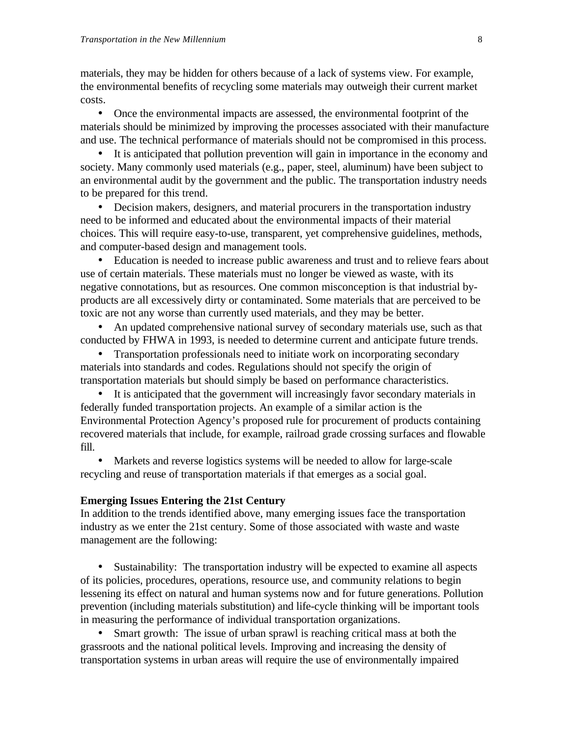materials, they may be hidden for others because of a lack of systems view. For example, the environmental benefits of recycling some materials may outweigh their current market costs.

- Once the environmental impacts are assessed, the environmental footprint of the materials should be minimized by improving the processes associated with their manufacture and use. The technical performance of materials should not be compromised in this process.
- It is anticipated that pollution prevention will gain in importance in the economy and society. Many commonly used materials (e.g., paper, steel, aluminum) have been subject to an environmental audit by the government and the public. The transportation industry needs to be prepared for this trend.
- Decision makers, designers, and material procurers in the transportation industry need to be informed and educated about the environmental impacts of their material choices. This will require easy-to-use, transparent, yet comprehensive guidelines, methods, and computer-based design and management tools.
- Education is needed to increase public awareness and trust and to relieve fears about use of certain materials. These materials must no longer be viewed as waste, with its negative connotations, but as resources. One common misconception is that industrial by-products are all excessively dirty or contaminated. Some materials that are perceived to be toxic are not any worse than currently used materials, and they may be better.
- An updated comprehensive national survey of secondary materials use, such as that conducted by FHWA in 1993, is needed to determine current and anticipate future trends.
- Transportation professionals need to initiate work on incorporating secondary materials into standards and codes. Regulations should not specify the origin of transportation materials but should simply be based on performance characteristics.
- It is anticipated that the government will increasingly favor secondary materials in federally funded transportation projects. An example of a similar action is the Environmental Protection Agency's proposed rule for procurement of products containing recovered materials that include, for example, railroad grade crossing surfaces and flowable fill.
- Markets and reverse logistics systems will be needed to allow for large-scale recycling and reuse of transportation materials if that emerges as a social goal.

**Emerging Issues Entering the 21st Century**

In addition to the trends identified above, many emerging issues face the transportation industry as we enter the 21st century. Some of those associated with waste and waste management are the following:

- Sustainability: The transportation industry will be expected to examine all aspects of its policies, procedures, operations, resource use, and community relations to begin lessening its effect on natural and human systems now and for future generations. Pollution prevention (including materials substitution) and life-cycle thinking will be important tools in measuring the performance of individual transportation organizations.
- Smart growth: The issue of urban sprawl is reaching critical mass at both the grassroots and the national political levels. Improving and increasing the density of transportation systems in urban areas will require the use of environmentally impaired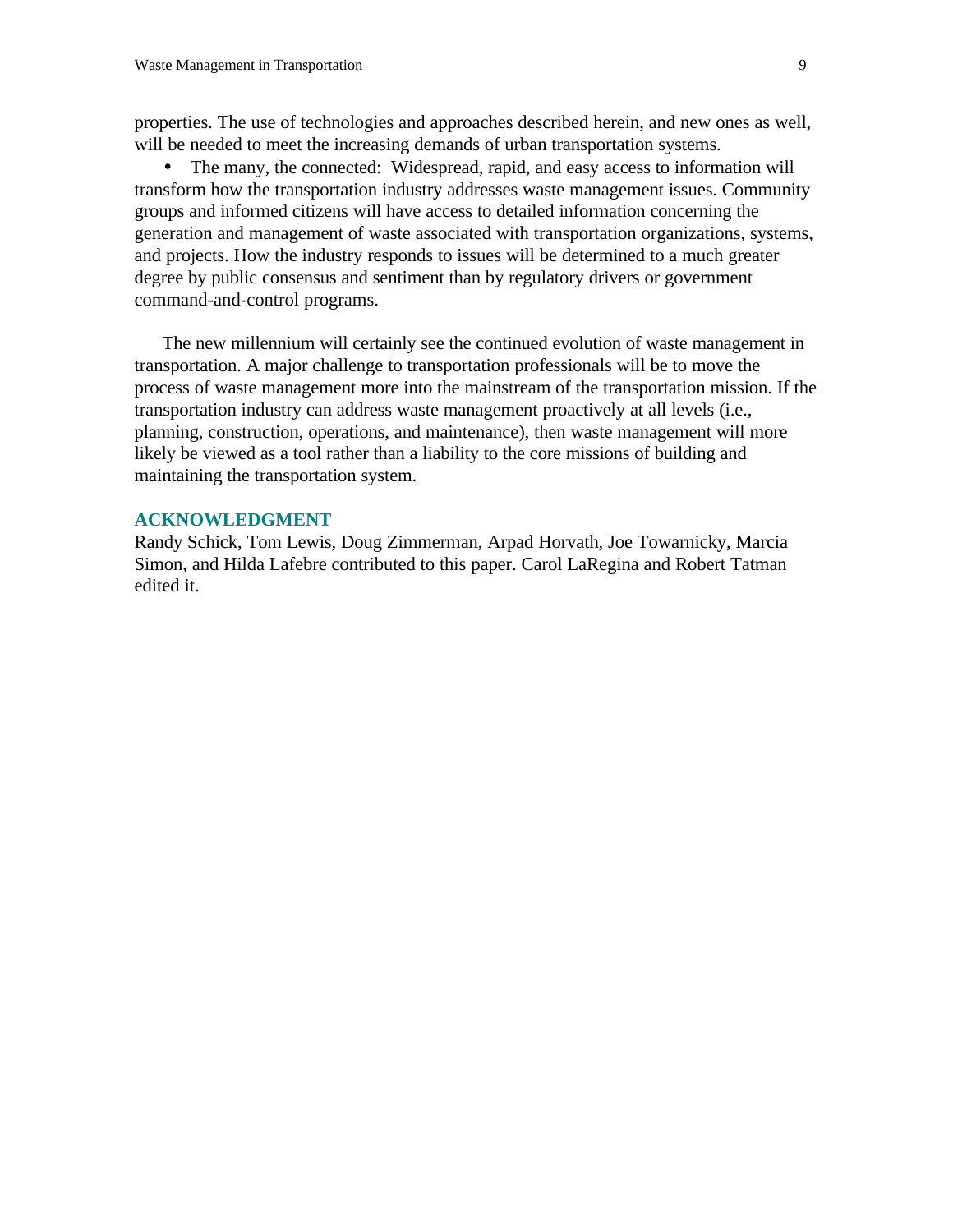properties. The use of technologies and approaches described herein, and new ones as well, will be needed to meet the increasing demands of urban transportation systems.

- The many, the connected: Widespread, rapid, and easy access to information will transform how the transportation industry addresses waste management issues. Community groups and informed citizens will have access to detailed information concerning the generation and management of waste associated with transportation organizations, systems, and projects. How the industry responds to issues will be determined to a much greater degree by public consensus and sentiment than by regulatory drivers or government command-and-control programs.

The new millennium will certainly see the continued evolution of waste management in transportation. A major challenge to transportation professionals will be to move the process of waste management more into the mainstream of the transportation mission. If the transportation industry can address waste management proactively at all levels (i.e., planning, construction, operations, and maintenance), then waste management will more likely be viewed as a tool rather than a liability to the core missions of building and maintaining the transportation system.

## ACKNOWLEDGMENT

Randy Schick, Tom Lewis, Doug Zimmerman, Arpad Horvath, Joe Towarnicky, Marcia Simon, and Hilda Lafebre contributed to this paper. Carol LaRegina and Robert Tatman edited it.